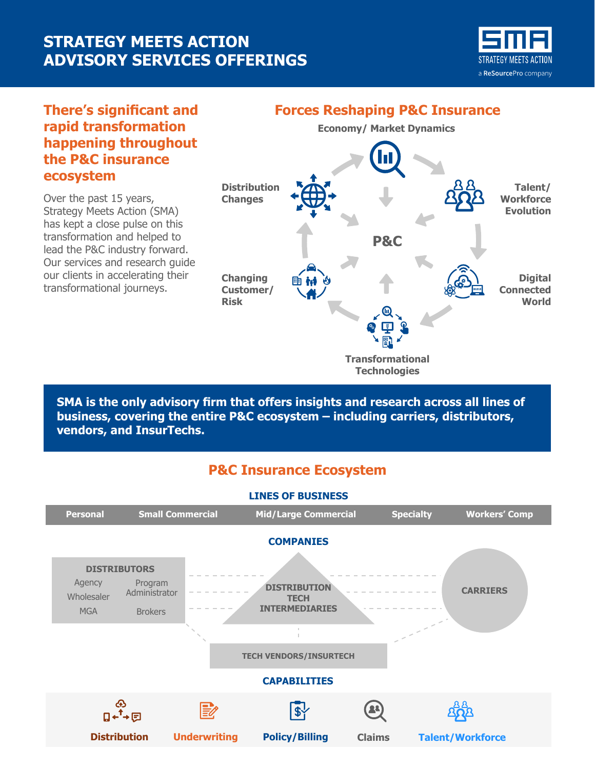# STRATEGY MEETS ACTION ADVISORY SERVICES OFFERINGS

SMA STRATEGY MEETS ACTION
a ReSourcePro company

## There's significant and rapid transformation happening throughout the P&C insurance ecosystem

Over the past 15 years, Strategy Meets Action (SMA) has kept a close pulse on this transformation and helped to lead the P&C industry forward. Our services and research guide our clients in accelerating their transformational journeys.

## Forces Reshaping P&C Insurance

- Economy/ Market Dynamics
- Talent/ Workforce Evolution
- Digital Connected World
- Transformational Technologies
- Changing Customer/ Risk
- Distribution Changes

P&C

**SMA is the only advisory firm that offers insights and research across all lines of business, covering the entire P&C ecosystem – including carriers, distributors, vendors, and InsurTechs.**

## P&C Insurance Ecosystem

### LINES OF BUSINESS

| Personal | Small Commercial | Mid/Large Commercial | Specialty | Workers' Comp |
| --- | --- | --- | --- | --- |

### COMPANIES

**DISTRIBUTORS**
- Agency
- Program Administrator
- Wholesaler
- MGA
- Brokers

**DISTRIBUTION TECH INTERMEDIARIES**

**CARRIERS**

**TECH VENDORS/INSURTECH**

### CAPABILITIES

- Distribution
- Underwriting
- Policy/Billing
- Claims
- Talent/Workforce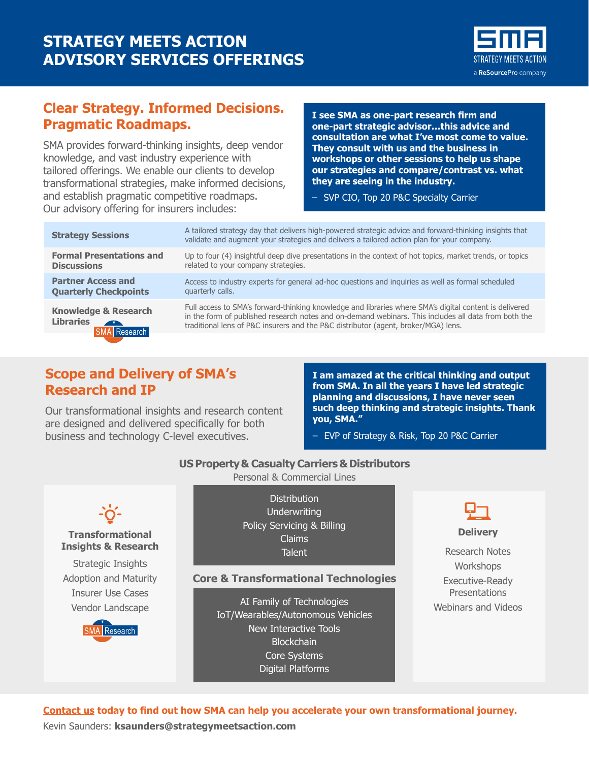# STRATEGY MEETS ACTION ADVISORY SERVICES OFFERINGS

SMA STRATEGY MEETS ACTION
a ReSourcePro company

## Clear Strategy. Informed Decisions. Pragmatic Roadmaps.

SMA provides forward-thinking insights, deep vendor knowledge, and vast industry experience with tailored offerings. We enable our clients to develop transformational strategies, make informed decisions, and establish pragmatic competitive roadmaps. Our advisory offering for insurers includes:

> **I see SMA as one-part research firm and one-part strategic advisor…this advice and consultation are what I've most come to value. They consult with us and the business in workshops or other sessions to help us shape our strategies and compare/contrast vs. what they are seeing in the industry.**
>
> – SVP CIO, Top 20 P&C Specialty Carrier

| | |
|---|---|
| **Strategy Sessions** | A tailored strategy day that delivers high-powered strategic advice and forward-thinking insights that validate and augment your strategies and delivers a tailored action plan for your company. |
| **Formal Presentations and Discussions** | Up to four (4) insightful deep dive presentations in the context of hot topics, market trends, or topics related to your company strategies. |
| **Partner Access and Quarterly Checkpoints** | Access to industry experts for general ad-hoc questions and inquiries as well as formal scheduled quarterly calls. |
| **Knowledge & Research Libraries** (SMA Research) | Full access to SMA's forward-thinking knowledge and libraries where SMA's digital content is delivered in the form of published research notes and on-demand webinars. This includes all data from both the traditional lens of P&C insurers and the P&C distributor (agent, broker/MGA) lens. |

## Scope and Delivery of SMA's Research and IP

Our transformational insights and research content are designed and delivered specifically for both business and technology C-level executives.

> **I am amazed at the critical thinking and output from SMA. In all the years I have led strategic planning and discussions, I have never seen such deep thinking and strategic insights. Thank you, SMA."**
>
> – EVP of Strategy & Risk, Top 20 P&C Carrier

### Transformational Insights & Research

- Strategic Insights
- Adoption and Maturity
- Insurer Use Cases
- Vendor Landscape

SMA Research

### US Property & Casualty Carriers & Distributors

Personal & Commercial Lines

- Distribution
- Underwriting
- Policy Servicing & Billing
- Claims
- Talent

### Core & Transformational Technologies

- AI Family of Technologies
- IoT/Wearables/Autonomous Vehicles
- New Interactive Tools
- Blockchain
- Core Systems
- Digital Platforms

### Delivery

- Research Notes
- Workshops
- Executive-Ready Presentations
- Webinars and Videos

**Contact us today to find out how SMA can help you accelerate your own transformational journey.**

Kevin Saunders: **ksaunders@strategymeetsaction.com**